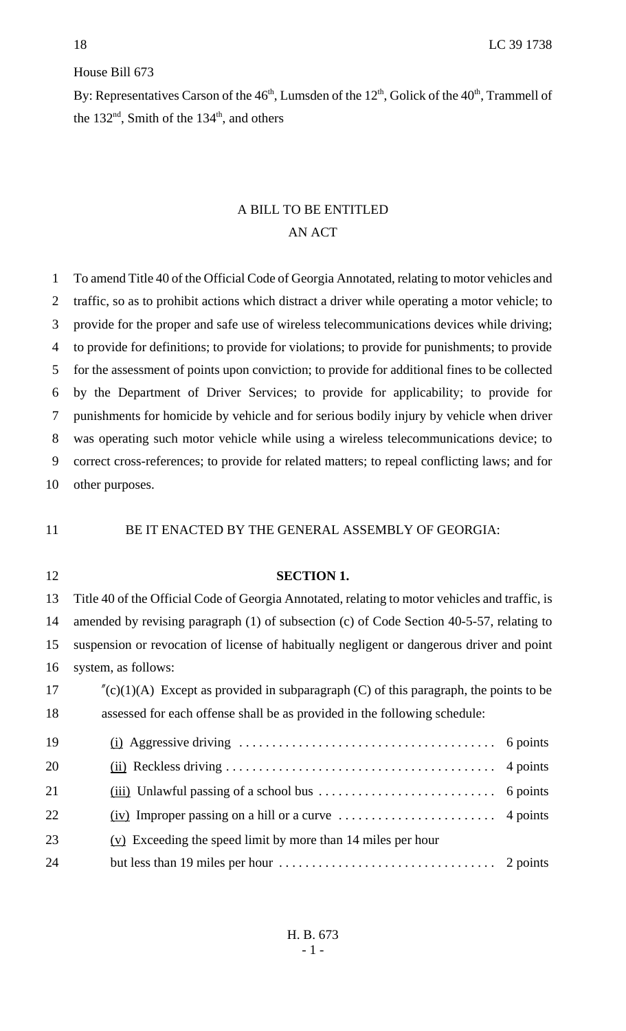House Bill 673

By: Representatives Carson of the 46th, Lumsden of the 12th, Golick of the 40th, Trammell of the 132nd, Smith of the 134th, and others

A BILL TO BE ENTITLED
AN ACT

To amend Title 40 of the Official Code of Georgia Annotated, relating to motor vehicles and traffic, so as to prohibit actions which distract a driver while operating a motor vehicle; to provide for the proper and safe use of wireless telecommunications devices while driving; to provide for definitions; to provide for violations; to provide for punishments; to provide for the assessment of points upon conviction; to provide for additional fines to be collected by the Department of Driver Services; to provide for applicability; to provide for punishments for homicide by vehicle and for serious bodily injury by vehicle when driver was operating such motor vehicle while using a wireless telecommunications device; to correct cross-references; to provide for related matters; to repeal conflicting laws; and for other purposes.

BE IT ENACTED BY THE GENERAL ASSEMBLY OF GEORGIA:

**SECTION 1.**

Title 40 of the Official Code of Georgia Annotated, relating to motor vehicles and traffic, is amended by revising paragraph (1) of subsection (c) of Code Section 40-5-57, relating to suspension or revocation of license of habitually negligent or dangerous driver and point system, as follows:

"(c)(1)(A) Except as provided in subparagraph (C) of this paragraph, the points to be assessed for each offense shall be as provided in the following schedule:

(i) Aggressive driving .................................... 6 points

(ii) Reckless driving .................................... 4 points

(iii) Unlawful passing of a school bus .................................... 6 points

(iv) Improper passing on a hill or a curve .................................... 4 points

(v) Exceeding the speed limit by more than 14 miles per hour but less than 19 miles per hour .................................... 2 points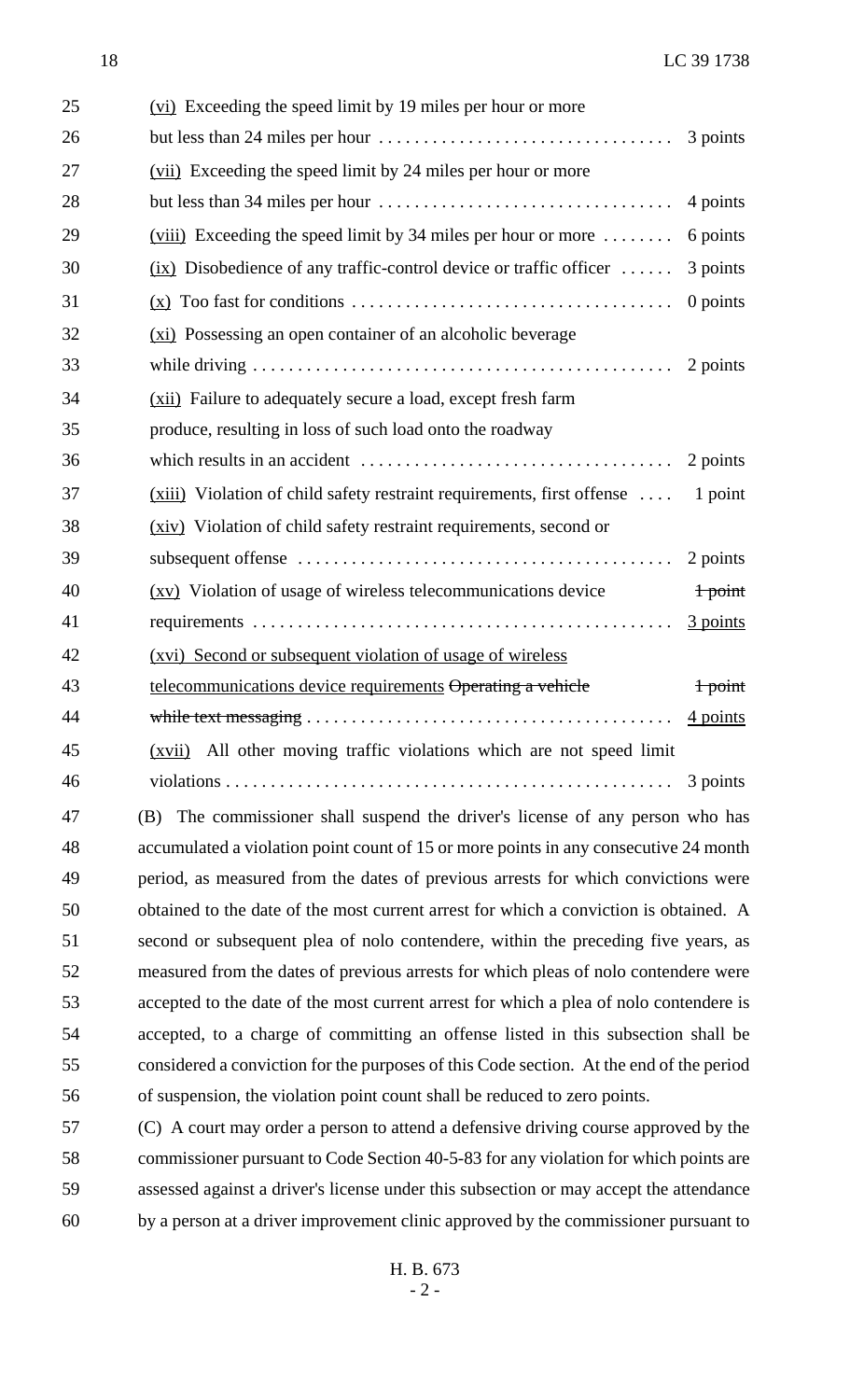(vi) Exceeding the speed limit by 19 miles per hour or more but less than 24 miles per hour . . . . . . . . . . . . . . . . . . . . . . . . . . . . . . . . 3 points

(vii) Exceeding the speed limit by 24 miles per hour or more but less than 34 miles per hour . . . . . . . . . . . . . . . . . . . . . . . . . . . . . . . . 4 points

(viii) Exceeding the speed limit by 34 miles per hour or more . . . . . . . . 6 points

(ix) Disobedience of any traffic-control device or traffic officer . . . . . . 3 points

(x) Too fast for conditions . . . . . . . . . . . . . . . . . . . . . . . . . . . . . . . . . . . 0 points

(xi) Possessing an open container of an alcoholic beverage while driving . . . . . . . . . . . . . . . . . . . . . . . . . . . . . . . . . . . . . . . . . . . . . . 2 points

(xii) Failure to adequately secure a load, except fresh farm produce, resulting in loss of such load onto the roadway which results in an accident . . . . . . . . . . . . . . . . . . . . . . . . . . . . . . . . . . 2 points

(xiii) Violation of child safety restraint requirements, first offense . . . . 1 point

(xiv) Violation of child safety restraint requirements, second or subsequent offense . . . . . . . . . . . . . . . . . . . . . . . . . . . . . . . . . . . . . . . . 2 points

(xv) Violation of usage of wireless telecommunications device requirements . . . . . . . . . . . . . . . . . . . . . . . . . . . . . . . . . . . . . . . . . . . . . ~~1 point~~ 3 points

(xvi) Second or subsequent violation of usage of wireless telecommunications device requirements ~~Operating a vehicle while text messaging~~ . . . . . . . . . . . . . . . . . . . . . . . . . . . . . . . . . . . . . . . . ~~1 point~~ 4 points

(xvii) All other moving traffic violations which are not speed limit violations . . . . . . . . . . . . . . . . . . . . . . . . . . . . . . . . . . . . . . . . . . . . . . . . . 3 points

(B) The commissioner shall suspend the driver's license of any person who has accumulated a violation point count of 15 or more points in any consecutive 24 month period, as measured from the dates of previous arrests for which convictions were obtained to the date of the most current arrest for which a conviction is obtained. A second or subsequent plea of nolo contendere, within the preceding five years, as measured from the dates of previous arrests for which pleas of nolo contendere were accepted to the date of the most current arrest for which a plea of nolo contendere is accepted, to a charge of committing an offense listed in this subsection shall be considered a conviction for the purposes of this Code section. At the end of the period of suspension, the violation point count shall be reduced to zero points.

(C) A court may order a person to attend a defensive driving course approved by the commissioner pursuant to Code Section 40-5-83 for any violation for which points are assessed against a driver's license under this subsection or may accept the attendance by a person at a driver improvement clinic approved by the commissioner pursuant to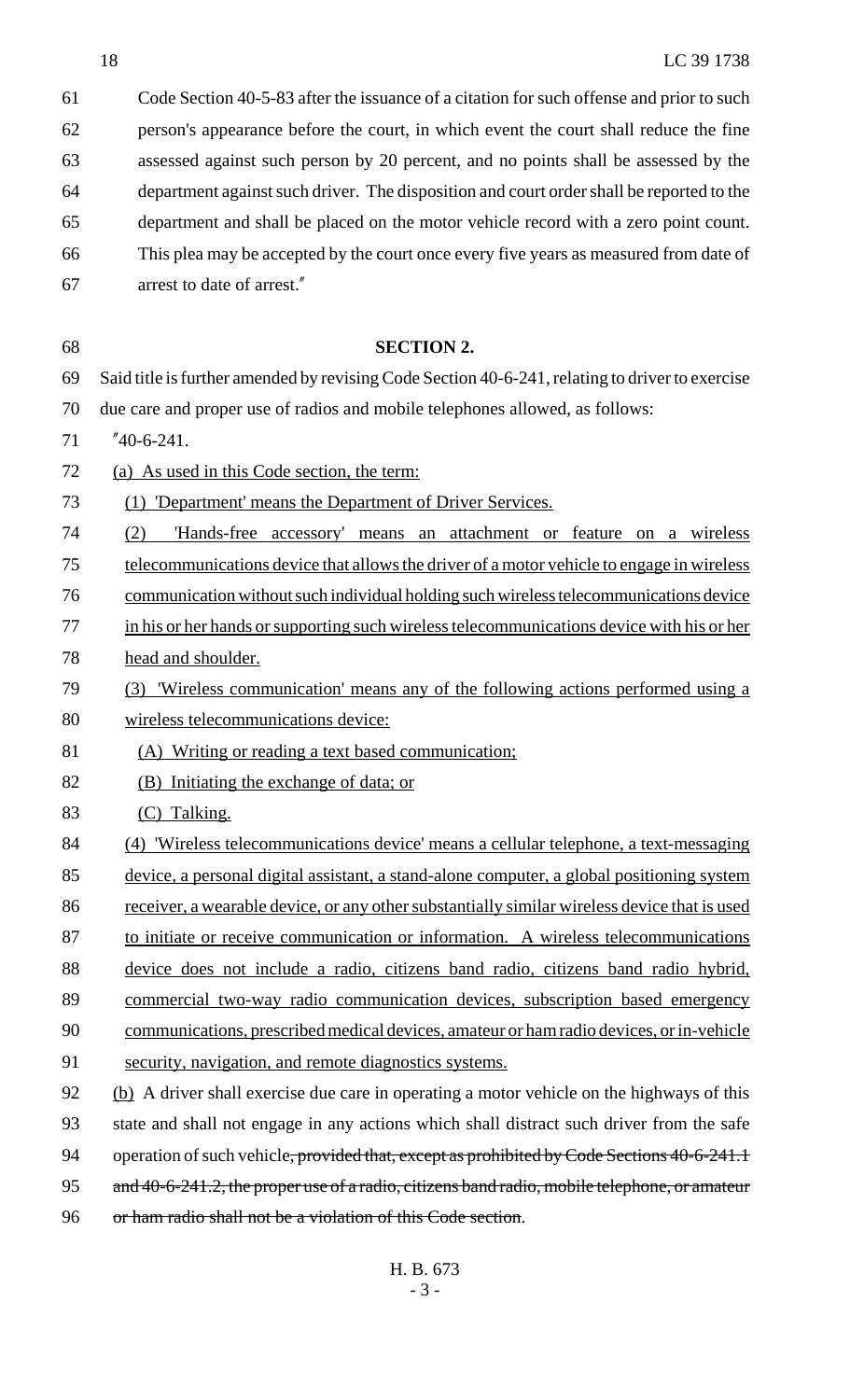Code Section 40-5-83 after the issuance of a citation for such offense and prior to such person's appearance before the court, in which event the court shall reduce the fine assessed against such person by 20 percent, and no points shall be assessed by the department against such driver. The disposition and court order shall be reported to the department and shall be placed on the motor vehicle record with a zero point count. This plea may be accepted by the court once every five years as measured from date of arrest to date of arrest."

**SECTION 2.**

Said title is further amended by revising Code Section 40-6-241, relating to driver to exercise due care and proper use of radios and mobile telephones allowed, as follows:

"40-6-241.

(a) As used in this Code section, the term:

(1) 'Department' means the Department of Driver Services.

(2) 'Hands-free accessory' means an attachment or feature on a wireless telecommunications device that allows the driver of a motor vehicle to engage in wireless communication without such individual holding such wireless telecommunications device in his or her hands or supporting such wireless telecommunications device with his or her head and shoulder.

(3) 'Wireless communication' means any of the following actions performed using a wireless telecommunications device:

(A) Writing or reading a text based communication;

(B) Initiating the exchange of data; or

(C) Talking.

(4) 'Wireless telecommunications device' means a cellular telephone, a text-messaging device, a personal digital assistant, a stand-alone computer, a global positioning system receiver, a wearable device, or any other substantially similar wireless device that is used to initiate or receive communication or information. A wireless telecommunications device does not include a radio, citizens band radio, citizens band radio hybrid, commercial two-way radio communication devices, subscription based emergency communications, prescribed medical devices, amateur or ham radio devices, or in-vehicle security, navigation, and remote diagnostics systems.

(b) A driver shall exercise due care in operating a motor vehicle on the highways of this state and shall not engage in any actions which shall distract such driver from the safe operation of such vehicle~~, provided that, except as prohibited by Code Sections 40-6-241.1 and 40-6-241.2, the proper use of a radio, citizens band radio, mobile telephone, or amateur or ham radio shall not be a violation of this Code section~~.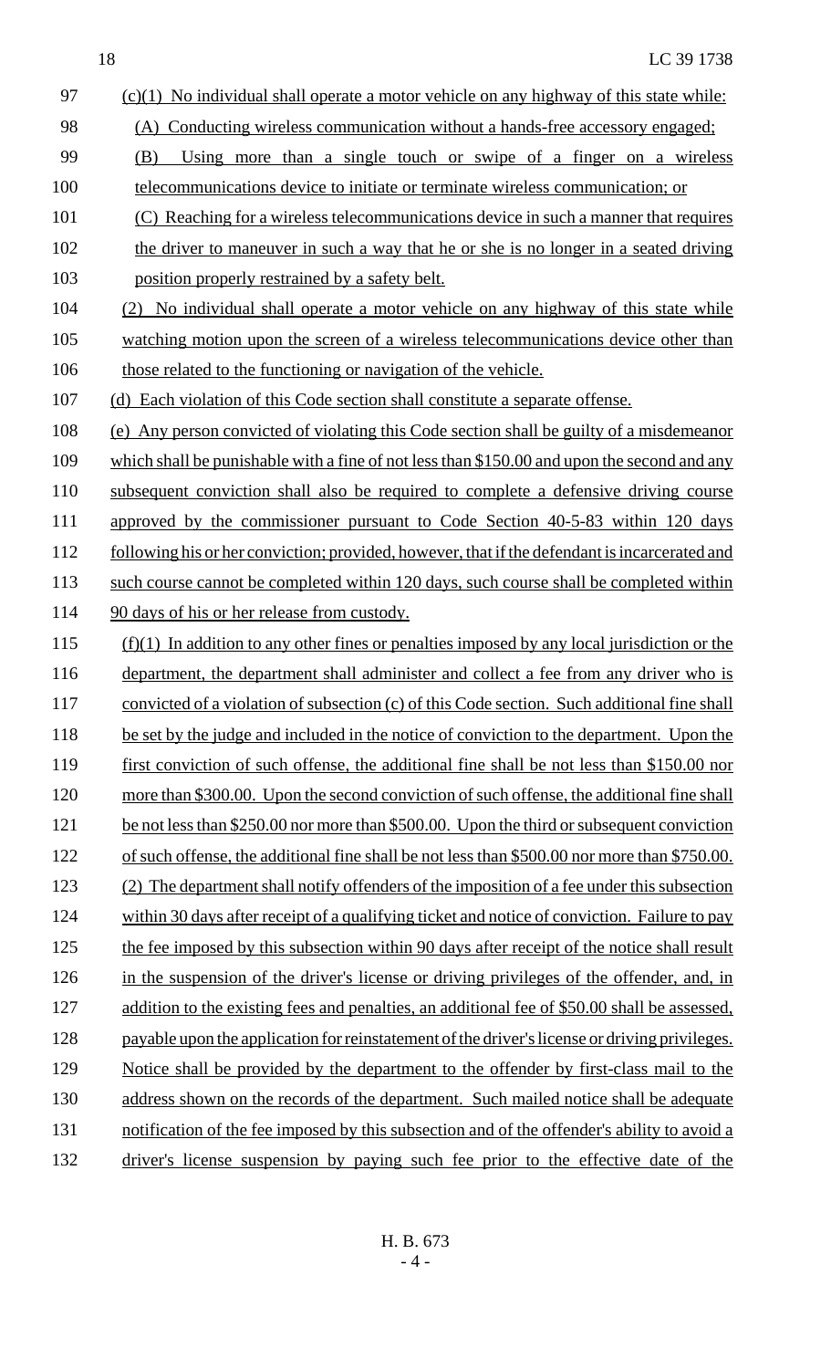(c)(1) No individual shall operate a motor vehicle on any highway of this state while:

(A) Conducting wireless communication without a hands-free accessory engaged;

(B) Using more than a single touch or swipe of a finger on a wireless telecommunications device to initiate or terminate wireless communication; or

(C) Reaching for a wireless telecommunications device in such a manner that requires the driver to maneuver in such a way that he or she is no longer in a seated driving position properly restrained by a safety belt.

(2) No individual shall operate a motor vehicle on any highway of this state while watching motion upon the screen of a wireless telecommunications device other than those related to the functioning or navigation of the vehicle.

(d) Each violation of this Code section shall constitute a separate offense.

(e) Any person convicted of violating this Code section shall be guilty of a misdemeanor which shall be punishable with a fine of not less than $150.00 and upon the second and any subsequent conviction shall also be required to complete a defensive driving course approved by the commissioner pursuant to Code Section 40-5-83 within 120 days following his or her conviction; provided, however, that if the defendant is incarcerated and such course cannot be completed within 120 days, such course shall be completed within 90 days of his or her release from custody.

(f)(1) In addition to any other fines or penalties imposed by any local jurisdiction or the department, the department shall administer and collect a fee from any driver who is convicted of a violation of subsection (c) of this Code section. Such additional fine shall be set by the judge and included in the notice of conviction to the department. Upon the first conviction of such offense, the additional fine shall be not less than $150.00 nor more than $300.00. Upon the second conviction of such offense, the additional fine shall be not less than $250.00 nor more than $500.00. Upon the third or subsequent conviction of such offense, the additional fine shall be not less than $500.00 nor more than $750.00.

(2) The department shall notify offenders of the imposition of a fee under this subsection within 30 days after receipt of a qualifying ticket and notice of conviction. Failure to pay the fee imposed by this subsection within 90 days after receipt of the notice shall result in the suspension of the driver's license or driving privileges of the offender, and, in addition to the existing fees and penalties, an additional fee of $50.00 shall be assessed, payable upon the application for reinstatement of the driver's license or driving privileges. Notice shall be provided by the department to the offender by first-class mail to the address shown on the records of the department. Such mailed notice shall be adequate notification of the fee imposed by this subsection and of the offender's ability to avoid a driver's license suspension by paying such fee prior to the effective date of the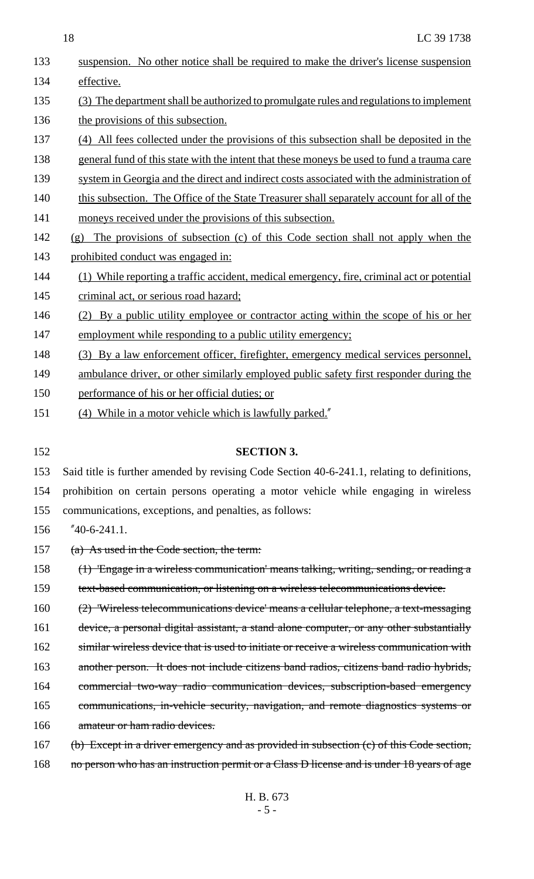suspension. No other notice shall be required to make the driver's license suspension effective.

(3) The department shall be authorized to promulgate rules and regulations to implement the provisions of this subsection.

(4) All fees collected under the provisions of this subsection shall be deposited in the general fund of this state with the intent that these moneys be used to fund a trauma care system in Georgia and the direct and indirect costs associated with the administration of this subsection. The Office of the State Treasurer shall separately account for all of the moneys received under the provisions of this subsection.

(g) The provisions of subsection (c) of this Code section shall not apply when the prohibited conduct was engaged in:

(1) While reporting a traffic accident, medical emergency, fire, criminal act or potential criminal act, or serious road hazard;

(2) By a public utility employee or contractor acting within the scope of his or her employment while responding to a public utility emergency;

(3) By a law enforcement officer, firefighter, emergency medical services personnel, ambulance driver, or other similarly employed public safety first responder during the performance of his or her official duties; or

(4) While in a motor vehicle which is lawfully parked."

## SECTION 3.

Said title is further amended by revising Code Section 40-6-241.1, relating to definitions, prohibition on certain persons operating a motor vehicle while engaging in wireless communications, exceptions, and penalties, as follows:

"40-6-241.1.

~~(a) As used in the Code section, the term:~~

~~(1) 'Engage in a wireless communication' means talking, writing, sending, or reading a text-based communication, or listening on a wireless telecommunications device.~~

~~(2) 'Wireless telecommunications device' means a cellular telephone, a text-messaging device, a personal digital assistant, a stand alone computer, or any other substantially similar wireless device that is used to initiate or receive a wireless communication with another person. It does not include citizens band radios, citizens band radio hybrids, commercial two-way radio communication devices, subscription-based emergency communications, in-vehicle security, navigation, and remote diagnostics systems or amateur or ham radio devices.~~

~~(b) Except in a driver emergency and as provided in subsection (c) of this Code section, no person who has an instruction permit or a Class D license and is under 18 years of age~~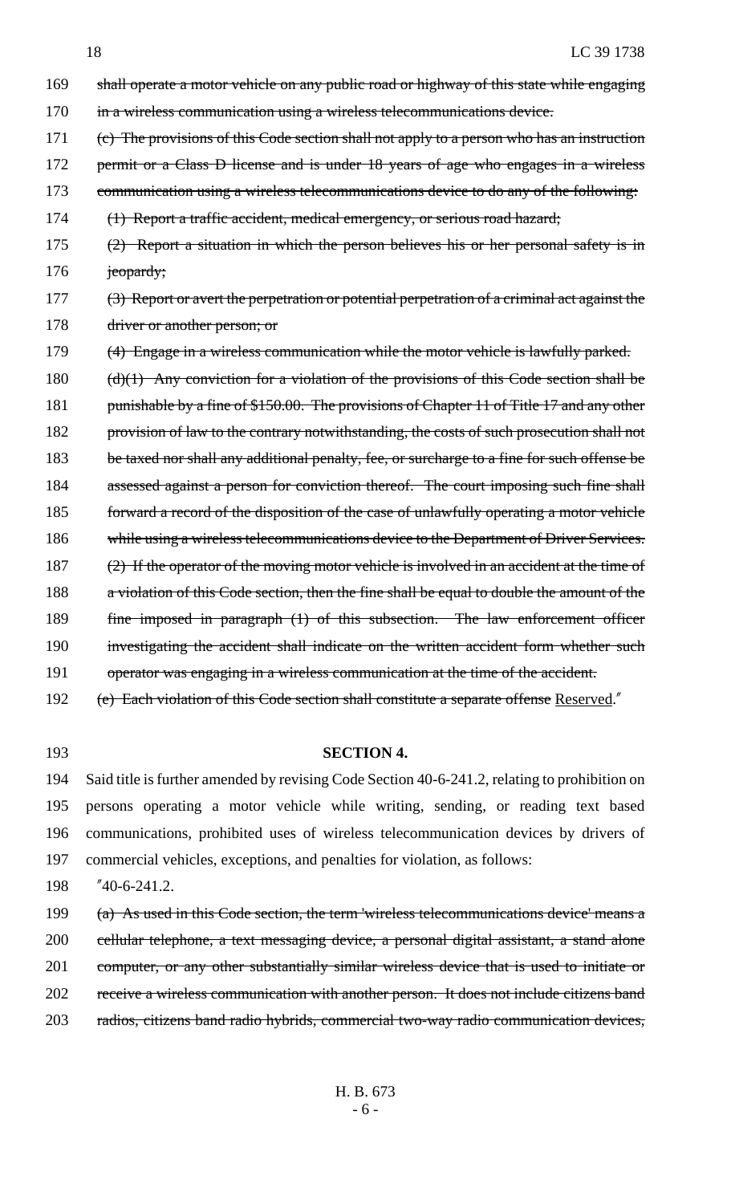169 shall operate a motor vehicle on any public road or highway of this state while engaging
170 in a wireless communication using a wireless telecommunications device.

171 (c) The provisions of this Code section shall not apply to a person who has an instruction
172 permit or a Class D license and is under 18 years of age who engages in a wireless
173 communication using a wireless telecommunications device to do any of the following:

174 (1) Report a traffic accident, medical emergency, or serious road hazard;

175 (2) Report a situation in which the person believes his or her personal safety is in
176 jeopardy;

177 (3) Report or avert the perpetration or potential perpetration of a criminal act against the
178 driver or another person; or

179 (4) Engage in a wireless communication while the motor vehicle is lawfully parked.

180 (d)(1) Any conviction for a violation of the provisions of this Code section shall be
181 punishable by a fine of $150.00. The provisions of Chapter 11 of Title 17 and any other
182 provision of law to the contrary notwithstanding, the costs of such prosecution shall not
183 be taxed nor shall any additional penalty, fee, or surcharge to a fine for such offense be
184 assessed against a person for conviction thereof. The court imposing such fine shall
185 forward a record of the disposition of the case of unlawfully operating a motor vehicle
186 while using a wireless telecommunications device to the Department of Driver Services.

187 (2) If the operator of the moving motor vehicle is involved in an accident at the time of
188 a violation of this Code section, then the fine shall be equal to double the amount of the
189 fine imposed in paragraph (1) of this subsection. The law enforcement officer
190 investigating the accident shall indicate on the written accident form whether such
191 operator was engaging in a wireless communication at the time of the accident.

192 (e) Each violation of this Code section shall constitute a separate offense Reserved."

193 **SECTION 4.**

194 Said title is further amended by revising Code Section 40-6-241.2, relating to prohibition on
195 persons operating a motor vehicle while writing, sending, or reading text based
196 communications, prohibited uses of wireless telecommunication devices by drivers of
197 commercial vehicles, exceptions, and penalties for violation, as follows:

198 "40-6-241.2.

199 (a) As used in this Code section, the term 'wireless telecommunications device' means a
200 cellular telephone, a text messaging device, a personal digital assistant, a stand alone
201 computer, or any other substantially similar wireless device that is used to initiate or
202 receive a wireless communication with another person. It does not include citizens band
203 radios, citizens band radio hybrids, commercial two-way radio communication devices,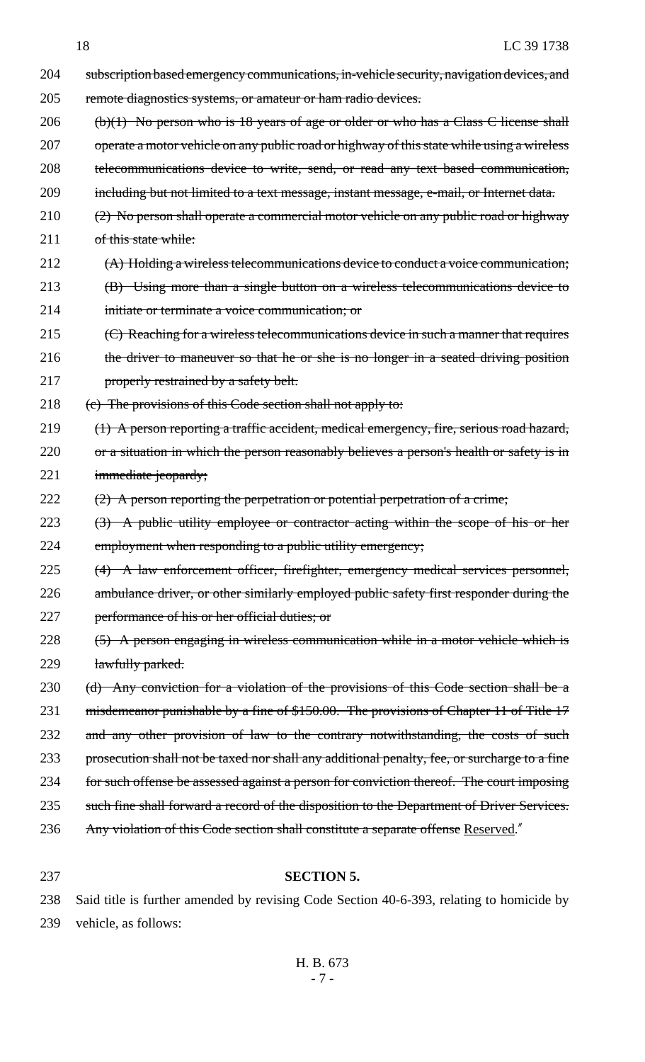204 ~~subscription based emergency communications, in-vehicle security, navigation devices, and~~
205 ~~remote diagnostics systems, or amateur or ham radio devices.~~
206 ~~(b)(1) No person who is 18 years of age or older or who has a Class C license shall~~
207 ~~operate a motor vehicle on any public road or highway of this state while using a wireless~~
208 ~~telecommunications device to write, send, or read any text based communication,~~
209 ~~including but not limited to a text message, instant message, e-mail, or Internet data.~~
210 ~~(2) No person shall operate a commercial motor vehicle on any public road or highway~~
211 ~~of this state while:~~
212 ~~(A) Holding a wireless telecommunications device to conduct a voice communication;~~
213 ~~(B) Using more than a single button on a wireless telecommunications device to~~
214 ~~initiate or terminate a voice communication; or~~
215 ~~(C) Reaching for a wireless telecommunications device in such a manner that requires~~
216 ~~the driver to maneuver so that he or she is no longer in a seated driving position~~
217 ~~properly restrained by a safety belt.~~
218 ~~(c) The provisions of this Code section shall not apply to:~~
219 ~~(1) A person reporting a traffic accident, medical emergency, fire, serious road hazard,~~
220 ~~or a situation in which the person reasonably believes a person's health or safety is in~~
221 ~~immediate jeopardy;~~
222 ~~(2) A person reporting the perpetration or potential perpetration of a crime;~~
223 ~~(3) A public utility employee or contractor acting within the scope of his or her~~
224 ~~employment when responding to a public utility emergency;~~
225 ~~(4) A law enforcement officer, firefighter, emergency medical services personnel,~~
226 ~~ambulance driver, or other similarly employed public safety first responder during the~~
227 ~~performance of his or her official duties; or~~
228 ~~(5) A person engaging in wireless communication while in a motor vehicle which is~~
229 ~~lawfully parked.~~
230 ~~(d) Any conviction for a violation of the provisions of this Code section shall be a~~
231 ~~misdemeanor punishable by a fine of $150.00. The provisions of Chapter 11 of Title 17~~
232 ~~and any other provision of law to the contrary notwithstanding, the costs of such~~
233 ~~prosecution shall not be taxed nor shall any additional penalty, fee, or surcharge to a fine~~
234 ~~for such offense be assessed against a person for conviction thereof. The court imposing~~
235 ~~such fine shall forward a record of the disposition to the Department of Driver Services.~~
236 ~~Any violation of this Code section shall constitute a separate offense~~ <u>Reserved</u>."

237 **SECTION 5.**

238 Said title is further amended by revising Code Section 40-6-393, relating to homicide by
239 vehicle, as follows: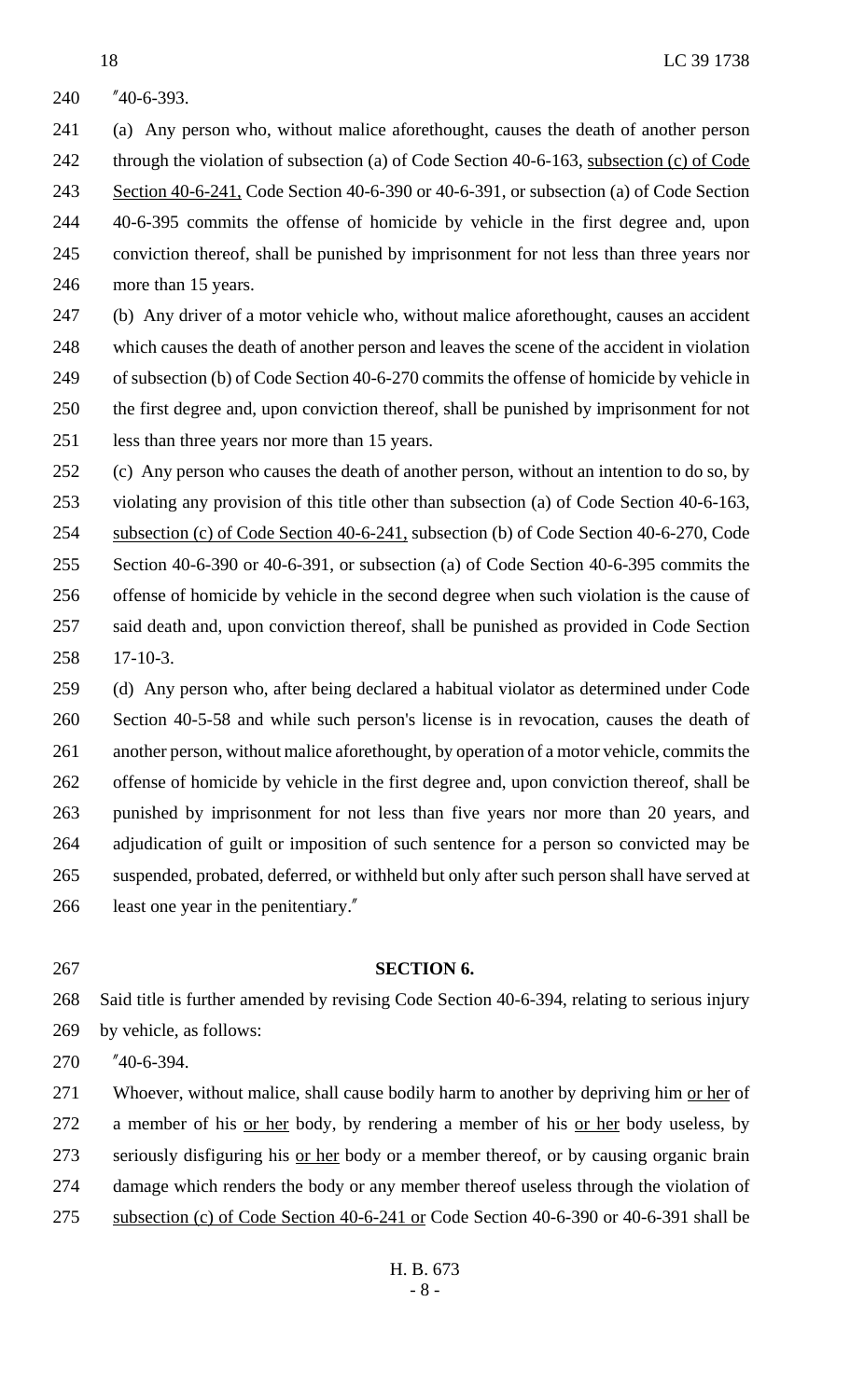"40-6-393.

(a) Any person who, without malice aforethought, causes the death of another person through the violation of subsection (a) of Code Section 40-6-163, <u>subsection (c) of Code Section 40-6-241,</u> Code Section 40-6-390 or 40-6-391, or subsection (a) of Code Section 40-6-395 commits the offense of homicide by vehicle in the first degree and, upon conviction thereof, shall be punished by imprisonment for not less than three years nor more than 15 years.

(b) Any driver of a motor vehicle who, without malice aforethought, causes an accident which causes the death of another person and leaves the scene of the accident in violation of subsection (b) of Code Section 40-6-270 commits the offense of homicide by vehicle in the first degree and, upon conviction thereof, shall be punished by imprisonment for not less than three years nor more than 15 years.

(c) Any person who causes the death of another person, without an intention to do so, by violating any provision of this title other than subsection (a) of Code Section 40-6-163, <u>subsection (c) of Code Section 40-6-241,</u> subsection (b) of Code Section 40-6-270, Code Section 40-6-390 or 40-6-391, or subsection (a) of Code Section 40-6-395 commits the offense of homicide by vehicle in the second degree when such violation is the cause of said death and, upon conviction thereof, shall be punished as provided in Code Section 17-10-3.

(d) Any person who, after being declared a habitual violator as determined under Code Section 40-5-58 and while such person's license is in revocation, causes the death of another person, without malice aforethought, by operation of a motor vehicle, commits the offense of homicide by vehicle in the first degree and, upon conviction thereof, shall be punished by imprisonment for not less than five years nor more than 20 years, and adjudication of guilt or imposition of such sentence for a person so convicted may be suspended, probated, deferred, or withheld but only after such person shall have served at least one year in the penitentiary."

**SECTION 6.**

Said title is further amended by revising Code Section 40-6-394, relating to serious injury by vehicle, as follows:

"40-6-394.

Whoever, without malice, shall cause bodily harm to another by depriving him <u>or her</u> of a member of his <u>or her</u> body, by rendering a member of his <u>or her</u> body useless, by seriously disfiguring his <u>or her</u> body or a member thereof, or by causing organic brain damage which renders the body or any member thereof useless through the violation of <u>subsection (c) of Code Section 40-6-241 or</u> Code Section 40-6-390 or 40-6-391 shall be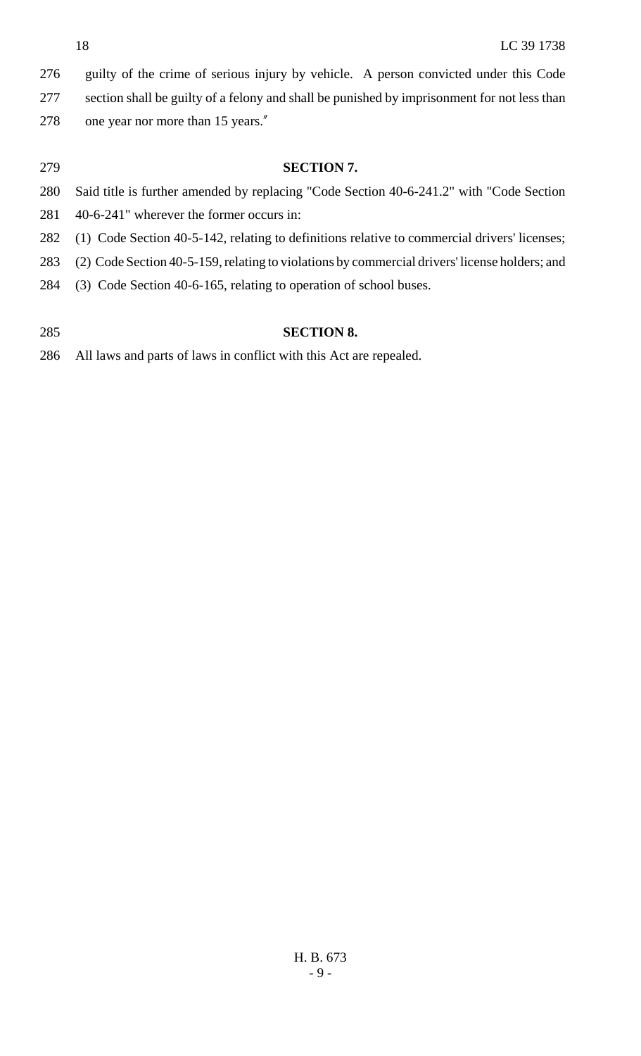guilty of the crime of serious injury by vehicle. A person convicted under this Code section shall be guilty of a felony and shall be punished by imprisonment for not less than one year nor more than 15 years."

**SECTION 7.**

Said title is further amended by replacing "Code Section 40-6-241.2" with "Code Section 40-6-241" wherever the former occurs in:

(1) Code Section 40-5-142, relating to definitions relative to commercial drivers' licenses;

(2) Code Section 40-5-159, relating to violations by commercial drivers' license holders; and

(3) Code Section 40-6-165, relating to operation of school buses.

**SECTION 8.**

All laws and parts of laws in conflict with this Act are repealed.